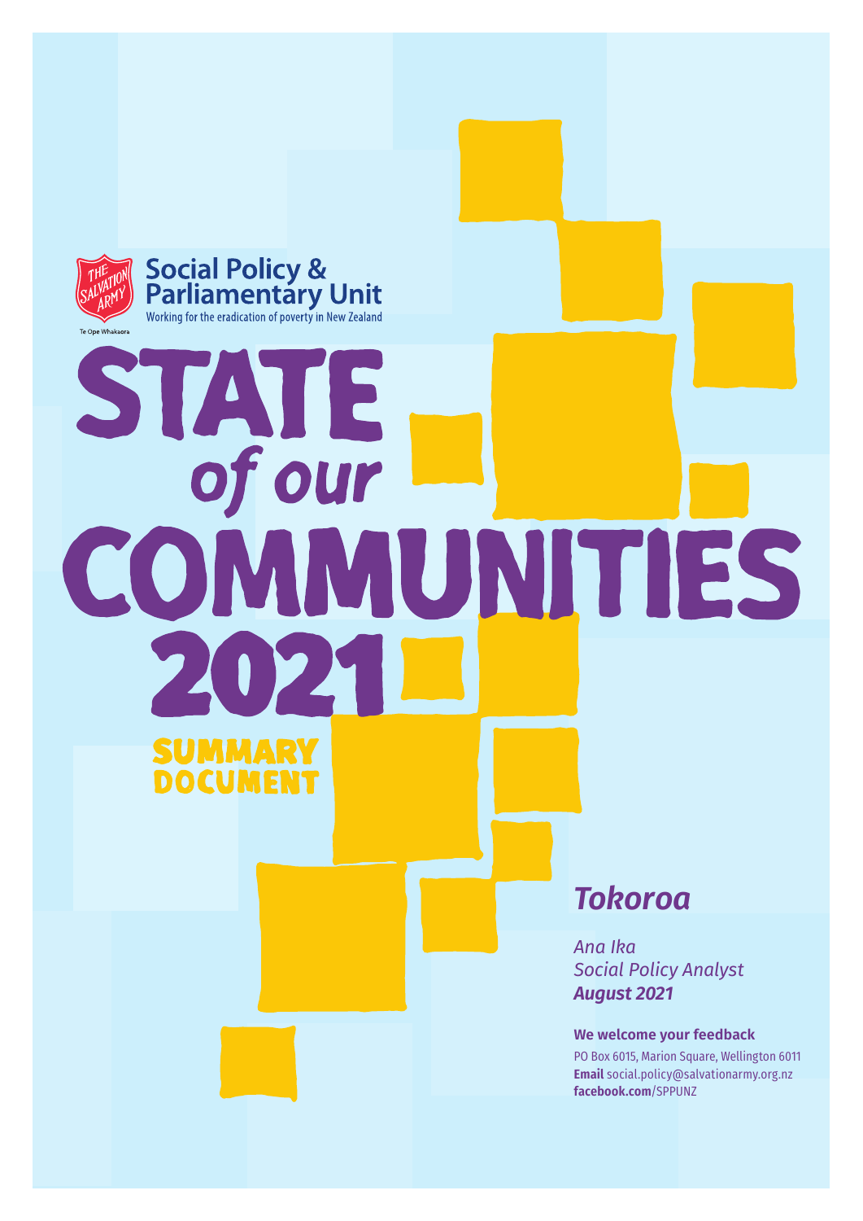The Salvation Army
Te Ope Whakaora

**Social Policy & Parliamentary Unit**

Working for the eradication of poverty in New Zealand

# STATE of our COMMUNITIES 2021

## SUMMARY DOCUMENT

## *Tokoroa*

*Ana Ika*
*Social Policy Analyst*
***August 2021***

**We welcome your feedback**

PO Box 6015, Marion Square, Wellington 6011
**Email** social.policy@salvationarmy.org.nz
**facebook.com**/SPPUNZ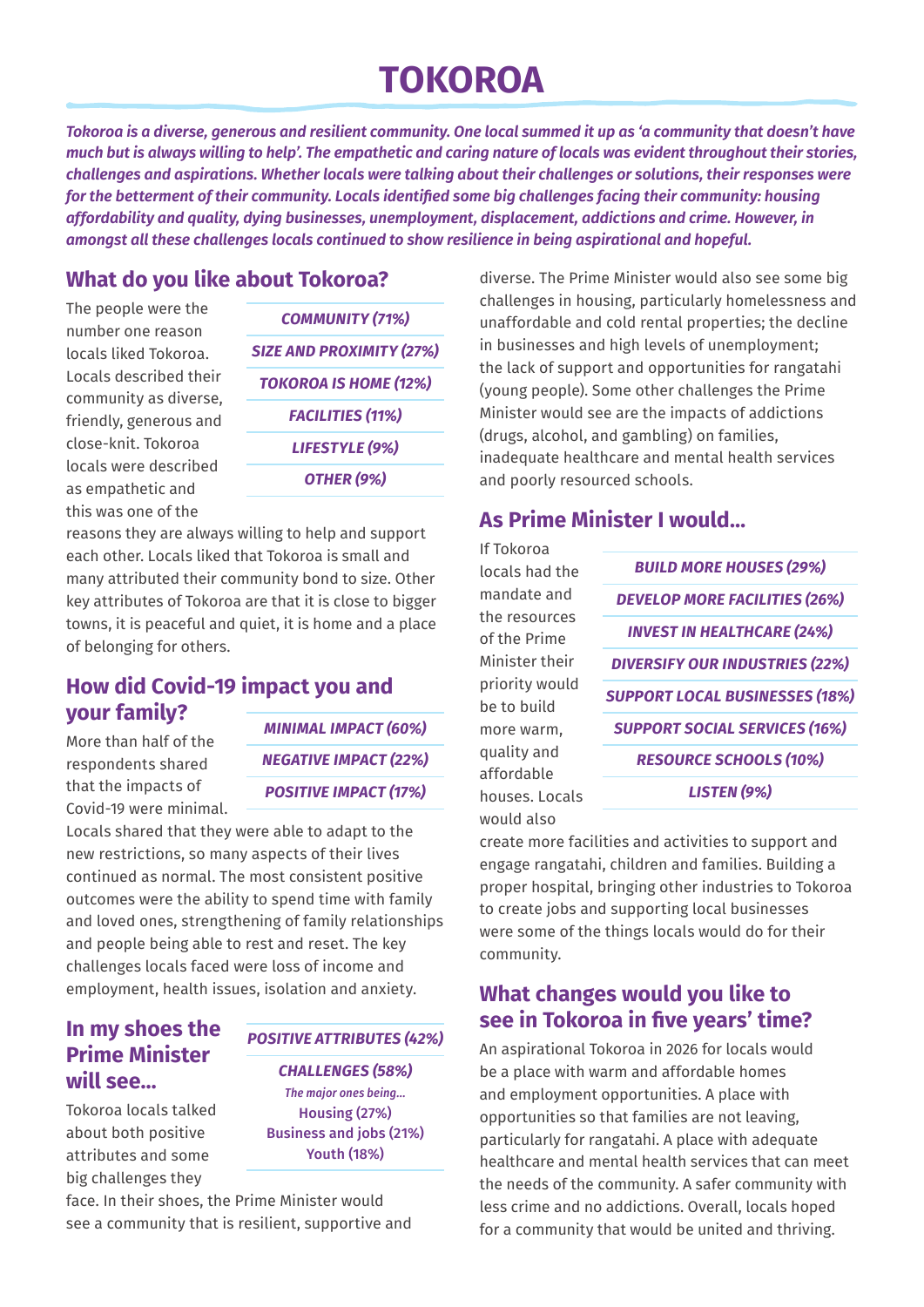# TOKOROA

*Tokoroa is a diverse, generous and resilient community. One local summed it up as 'a community that doesn't have much but is always willing to help'. The empathetic and caring nature of locals was evident throughout their stories, challenges and aspirations. Whether locals were talking about their challenges or solutions, their responses were for the betterment of their community. Locals identified some big challenges facing their community: housing affordability and quality, dying businesses, unemployment, displacement, addictions and crime. However, in amongst all these challenges locals continued to show resilience in being aspirational and hopeful.*

## What do you like about Tokoroa?

| |
|---|
| *COMMUNITY (71%)* |
| *SIZE AND PROXIMITY (27%)* |
| *TOKOROA IS HOME (12%)* |
| *FACILITIES (11%)* |
| *LIFESTYLE (9%)* |
| *OTHER (9%)* |

The people were the number one reason locals liked Tokoroa. Locals described their community as diverse, friendly, generous and close-knit. Tokoroa locals were described as empathetic and this was one of the reasons they are always willing to help and support each other. Locals liked that Tokoroa is small and many attributed their community bond to size. Other key attributes of Tokoroa are that it is close to bigger towns, it is peaceful and quiet, it is home and a place of belonging for others.

## How did Covid-19 impact you and your family?

| |
|---|
| *MINIMAL IMPACT (60%)* |
| *NEGATIVE IMPACT (22%)* |
| *POSITIVE IMPACT (17%)* |

More than half of the respondents shared that the impacts of Covid-19 were minimal. Locals shared that they were able to adapt to the new restrictions, so many aspects of their lives continued as normal. The most consistent positive outcomes were the ability to spend time with family and loved ones, strengthening of family relationships and people being able to rest and reset. The key challenges locals faced were loss of income and employment, health issues, isolation and anxiety.

## In my shoes the Prime Minister will see...

| |
|---|
| *POSITIVE ATTRIBUTES (42%)* |
| *CHALLENGES (58%)* *The major ones being...* Housing (27%) Business and jobs (21%) Youth (18%) |

Tokoroa locals talked about both positive attributes and some big challenges they face. In their shoes, the Prime Minister would see a community that is resilient, supportive and diverse. The Prime Minister would also see some big challenges in housing, particularly homelessness and unaffordable and cold rental properties; the decline in businesses and high levels of unemployment; the lack of support and opportunities for rangatahi (young people). Some other challenges the Prime Minister would see are the impacts of addictions (drugs, alcohol, and gambling) on families, inadequate healthcare and mental health services and poorly resourced schools.

## As Prime Minister I would...

| |
|---|
| *BUILD MORE HOUSES (29%)* |
| *DEVELOP MORE FACILITIES (26%)* |
| *INVEST IN HEALTHCARE (24%)* |
| *DIVERSIFY OUR INDUSTRIES (22%)* |
| *SUPPORT LOCAL BUSINESSES (18%)* |
| *SUPPORT SOCIAL SERVICES (16%)* |
| *RESOURCE SCHOOLS (10%)* |
| *LISTEN (9%)* |

If Tokoroa locals had the mandate and the resources of the Prime Minister their priority would be to build more warm, quality and affordable houses. Locals would also create more facilities and activities to support and engage rangatahi, children and families. Building a proper hospital, bringing other industries to Tokoroa to create jobs and supporting local businesses were some of the things locals would do for their community.

## What changes would you like to see in Tokoroa in five years' time?

An aspirational Tokoroa in 2026 for locals would be a place with warm and affordable homes and employment opportunities. A place with opportunities so that families are not leaving, particularly for rangatahi. A place with adequate healthcare and mental health services that can meet the needs of the community. A safer community with less crime and no addictions. Overall, locals hoped for a community that would be united and thriving.